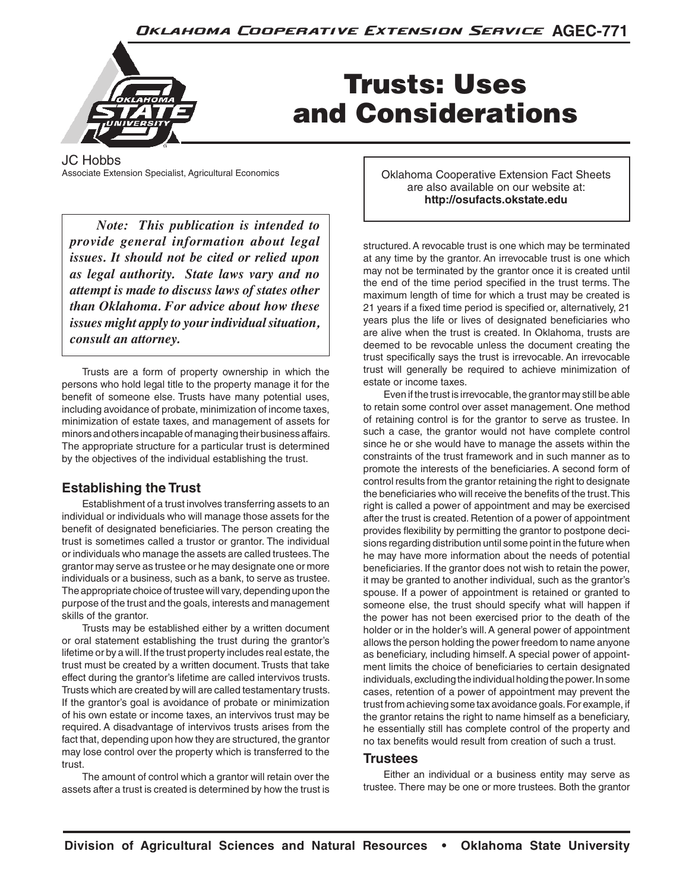# Trusts: Uses and Considerations

JC Hobbs
Associate Extension Specialist, Agricultural Economics

Oklahoma Cooperative Extension Fact Sheets are also available on our website at: **http://osufacts.okstate.edu**

***Note: This publication is intended to provide general information about legal issues. It should not be cited or relied upon as legal authority. State laws vary and no attempt is made to discuss laws of states other than Oklahoma. For advice about how these issues might apply to your individual situation, consult an attorney.***

Trusts are a form of property ownership in which the persons who hold legal title to the property manage it for the benefit of someone else. Trusts have many potential uses, including avoidance of probate, minimization of income taxes, minimization of estate taxes, and management of assets for minors and others incapable of managing their business affairs. The appropriate structure for a particular trust is determined by the objectives of the individual establishing the trust.

## Establishing the Trust

Establishment of a trust involves transferring assets to an individual or individuals who will manage those assets for the benefit of designated beneficiaries. The person creating the trust is sometimes called a trustor or grantor. The individual or individuals who manage the assets are called trustees. The grantor may serve as trustee or he may designate one or more individuals or a business, such as a bank, to serve as trustee. The appropriate choice of trustee will vary, depending upon the purpose of the trust and the goals, interests and management skills of the grantor.

Trusts may be established either by a written document or oral statement establishing the trust during the grantor's lifetime or by a will. If the trust property includes real estate, the trust must be created by a written document. Trusts that take effect during the grantor's lifetime are called intervivos trusts. Trusts which are created by will are called testamentary trusts. If the grantor's goal is avoidance of probate or minimization of his own estate or income taxes, an intervivos trust may be required. A disadvantage of intervivos trusts arises from the fact that, depending upon how they are structured, the grantor may lose control over the property which is transferred to the trust.

The amount of control which a grantor will retain over the assets after a trust is created is determined by how the trust is structured. A revocable trust is one which may be terminated at any time by the grantor. An irrevocable trust is one which may not be terminated by the grantor once it is created until the end of the time period specified in the trust terms. The maximum length of time for which a trust may be created is 21 years if a fixed time period is specified or, alternatively, 21 years plus the life or lives of designated beneficiaries who are alive when the trust is created. In Oklahoma, trusts are deemed to be revocable unless the document creating the trust specifically says the trust is irrevocable. An irrevocable trust will generally be required to achieve minimization of estate or income taxes.

Even if the trust is irrevocable, the grantor may still be able to retain some control over asset management. One method of retaining control is for the grantor to serve as trustee. In such a case, the grantor would not have complete control since he or she would have to manage the assets within the constraints of the trust framework and in such manner as to promote the interests of the beneficiaries. A second form of control results from the grantor retaining the right to designate the beneficiaries who will receive the benefits of the trust. This right is called a power of appointment and may be exercised after the trust is created. Retention of a power of appointment provides flexibility by permitting the grantor to postpone decisions regarding distribution until some point in the future when he may have more information about the needs of potential beneficiaries. If the grantor does not wish to retain the power, it may be granted to another individual, such as the grantor's spouse. If a power of appointment is retained or granted to someone else, the trust should specify what will happen if the power has not been exercised prior to the death of the holder or in the holder's will. A general power of appointment allows the person holding the power freedom to name anyone as beneficiary, including himself. A special power of appointment limits the choice of beneficiaries to certain designated individuals, excluding the individual holding the power. In some cases, retention of a power of appointment may prevent the trust from achieving some tax avoidance goals. For example, if the grantor retains the right to name himself as a beneficiary, he essentially still has complete control of the property and no tax benefits would result from creation of such a trust.

## Trustees

Either an individual or a business entity may serve as trustee. There may be one or more trustees. Both the grantor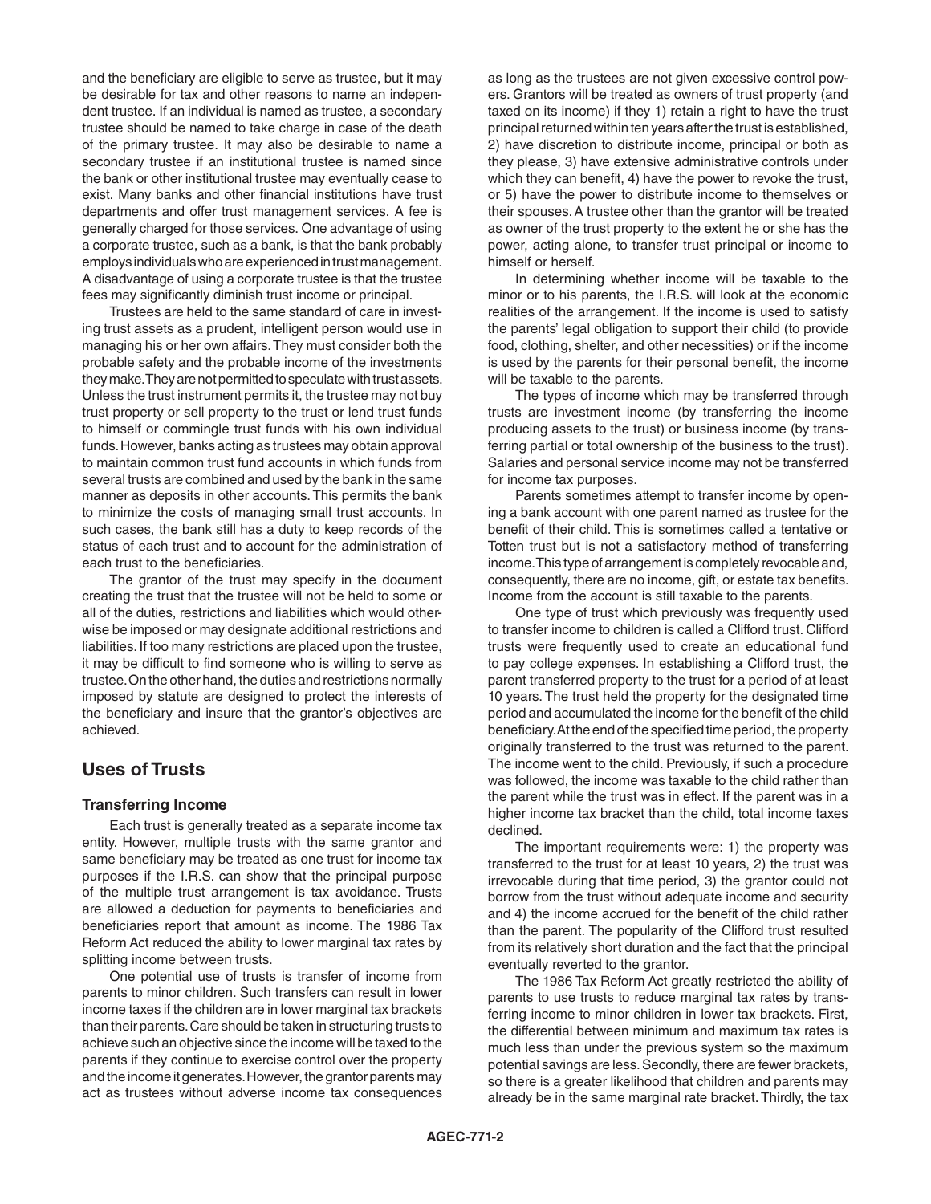and the beneficiary are eligible to serve as trustee, but it may be desirable for tax and other reasons to name an independent trustee. If an individual is named as trustee, a secondary trustee should be named to take charge in case of the death of the primary trustee. It may also be desirable to name a secondary trustee if an institutional trustee is named since the bank or other institutional trustee may eventually cease to exist. Many banks and other financial institutions have trust departments and offer trust management services. A fee is generally charged for those services. One advantage of using a corporate trustee, such as a bank, is that the bank probably employs individuals who are experienced in trust management. A disadvantage of using a corporate trustee is that the trustee fees may significantly diminish trust income or principal.

Trustees are held to the same standard of care in investing trust assets as a prudent, intelligent person would use in managing his or her own affairs. They must consider both the probable safety and the probable income of the investments they make. They are not permitted to speculate with trust assets. Unless the trust instrument permits it, the trustee may not buy trust property or sell property to the trust or lend trust funds to himself or commingle trust funds with his own individual funds. However, banks acting as trustees may obtain approval to maintain common trust fund accounts in which funds from several trusts are combined and used by the bank in the same manner as deposits in other accounts. This permits the bank to minimize the costs of managing small trust accounts. In such cases, the bank still has a duty to keep records of the status of each trust and to account for the administration of each trust to the beneficiaries.

The grantor of the trust may specify in the document creating the trust that the trustee will not be held to some or all of the duties, restrictions and liabilities which would otherwise be imposed or may designate additional restrictions and liabilities. If too many restrictions are placed upon the trustee, it may be difficult to find someone who is willing to serve as trustee. On the other hand, the duties and restrictions normally imposed by statute are designed to protect the interests of the beneficiary and insure that the grantor's objectives are achieved.

## Uses of Trusts

### Transferring Income

Each trust is generally treated as a separate income tax entity. However, multiple trusts with the same grantor and same beneficiary may be treated as one trust for income tax purposes if the I.R.S. can show that the principal purpose of the multiple trust arrangement is tax avoidance. Trusts are allowed a deduction for payments to beneficiaries and beneficiaries report that amount as income. The 1986 Tax Reform Act reduced the ability to lower marginal tax rates by splitting income between trusts.

One potential use of trusts is transfer of income from parents to minor children. Such transfers can result in lower income taxes if the children are in lower marginal tax brackets than their parents. Care should be taken in structuring trusts to achieve such an objective since the income will be taxed to the parents if they continue to exercise control over the property and the income it generates. However, the grantor parents may act as trustees without adverse income tax consequences as long as the trustees are not given excessive control powers. Grantors will be treated as owners of trust property (and taxed on its income) if they 1) retain a right to have the trust principal returned within ten years after the trust is established, 2) have discretion to distribute income, principal or both as they please, 3) have extensive administrative controls under which they can benefit, 4) have the power to revoke the trust, or 5) have the power to distribute income to themselves or their spouses. A trustee other than the grantor will be treated as owner of the trust property to the extent he or she has the power, acting alone, to transfer trust principal or income to himself or herself.

In determining whether income will be taxable to the minor or to his parents, the I.R.S. will look at the economic realities of the arrangement. If the income is used to satisfy the parents' legal obligation to support their child (to provide food, clothing, shelter, and other necessities) or if the income is used by the parents for their personal benefit, the income will be taxable to the parents.

The types of income which may be transferred through trusts are investment income (by transferring the income producing assets to the trust) or business income (by transferring partial or total ownership of the business to the trust). Salaries and personal service income may not be transferred for income tax purposes.

Parents sometimes attempt to transfer income by opening a bank account with one parent named as trustee for the benefit of their child. This is sometimes called a tentative or Totten trust but is not a satisfactory method of transferring income. This type of arrangement is completely revocable and, consequently, there are no income, gift, or estate tax benefits. Income from the account is still taxable to the parents.

One type of trust which previously was frequently used to transfer income to children is called a Clifford trust. Clifford trusts were frequently used to create an educational fund to pay college expenses. In establishing a Clifford trust, the parent transferred property to the trust for a period of at least 10 years. The trust held the property for the designated time period and accumulated the income for the benefit of the child beneficiary. At the end of the specified time period, the property originally transferred to the trust was returned to the parent. The income went to the child. Previously, if such a procedure was followed, the income was taxable to the child rather than the parent while the trust was in effect. If the parent was in a higher income tax bracket than the child, total income taxes declined.

The important requirements were: 1) the property was transferred to the trust for at least 10 years, 2) the trust was irrevocable during that time period, 3) the grantor could not borrow from the trust without adequate income and security and 4) the income accrued for the benefit of the child rather than the parent. The popularity of the Clifford trust resulted from its relatively short duration and the fact that the principal eventually reverted to the grantor.

The 1986 Tax Reform Act greatly restricted the ability of parents to use trusts to reduce marginal tax rates by transferring income to minor children in lower tax brackets. First, the differential between minimum and maximum tax rates is much less than under the previous system so the maximum potential savings are less. Secondly, there are fewer brackets, so there is a greater likelihood that children and parents may already be in the same marginal rate bracket. Thirdly, the tax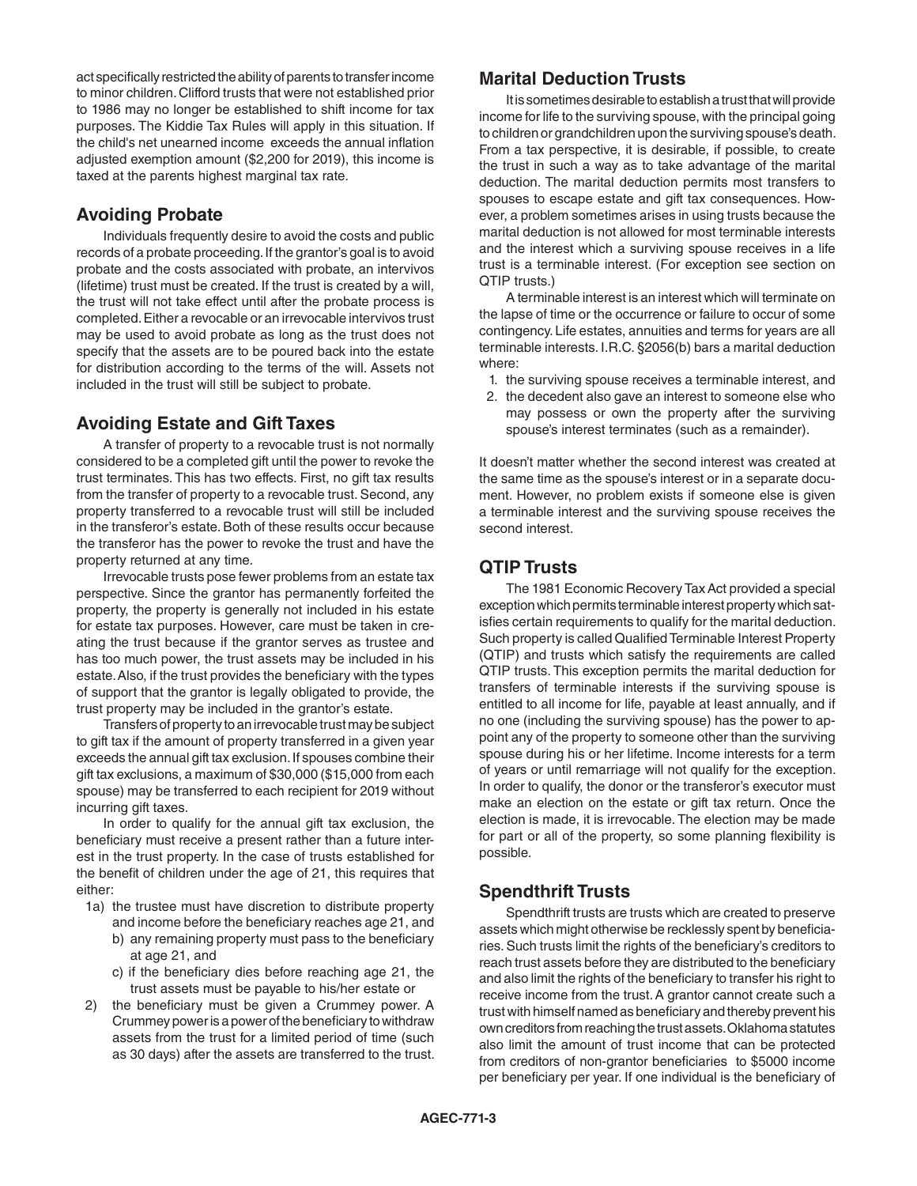act specifically restricted the ability of parents to transfer income to minor children. Clifford trusts that were not established prior to 1986 may no longer be established to shift income for tax purposes. The Kiddie Tax Rules will apply in this situation. If the child's net unearned income exceeds the annual inflation adjusted exemption amount ($2,200 for 2019), this income is taxed at the parents highest marginal tax rate.

## Avoiding Probate

Individuals frequently desire to avoid the costs and public records of a probate proceeding. If the grantor's goal is to avoid probate and the costs associated with probate, an intervivos (lifetime) trust must be created. If the trust is created by a will, the trust will not take effect until after the probate process is completed. Either a revocable or an irrevocable intervivos trust may be used to avoid probate as long as the trust does not specify that the assets are to be poured back into the estate for distribution according to the terms of the will. Assets not included in the trust will still be subject to probate.

## Avoiding Estate and Gift Taxes

A transfer of property to a revocable trust is not normally considered to be a completed gift until the power to revoke the trust terminates. This has two effects. First, no gift tax results from the transfer of property to a revocable trust. Second, any property transferred to a revocable trust will still be included in the transferor's estate. Both of these results occur because the transferor has the power to revoke the trust and have the property returned at any time.

Irrevocable trusts pose fewer problems from an estate tax perspective. Since the grantor has permanently forfeited the property, the property is generally not included in his estate for estate tax purposes. However, care must be taken in creating the trust because if the grantor serves as trustee and has too much power, the trust assets may be included in his estate. Also, if the trust provides the beneficiary with the types of support that the grantor is legally obligated to provide, the trust property may be included in the grantor's estate.

Transfers of property to an irrevocable trust may be subject to gift tax if the amount of property transferred in a given year exceeds the annual gift tax exclusion. If spouses combine their gift tax exclusions, a maximum of $30,000 ($15,000 from each spouse) may be transferred to each recipient for 2019 without incurring gift taxes.

In order to qualify for the annual gift tax exclusion, the beneficiary must receive a present rather than a future interest in the trust property. In the case of trusts established for the benefit of children under the age of 21, this requires that either:

1a) the trustee must have discretion to distribute property and income before the beneficiary reaches age 21, and
   b) any remaining property must pass to the beneficiary at age 21, and
   c) if the beneficiary dies before reaching age 21, the trust assets must be payable to his/her estate or

2) the beneficiary must be given a Crummey power. A Crummey power is a power of the beneficiary to withdraw assets from the trust for a limited period of time (such as 30 days) after the assets are transferred to the trust.

## Marital Deduction Trusts

It is sometimes desirable to establish a trust that will provide income for life to the surviving spouse, with the principal going to children or grandchildren upon the surviving spouse's death. From a tax perspective, it is desirable, if possible, to create the trust in such a way as to take advantage of the marital deduction. The marital deduction permits most transfers to spouses to escape estate and gift tax consequences. However, a problem sometimes arises in using trusts because the marital deduction is not allowed for most terminable interests and the interest which a surviving spouse receives in a life trust is a terminable interest. (For exception see section on QTIP trusts.)

A terminable interest is an interest which will terminate on the lapse of time or the occurrence or failure to occur of some contingency. Life estates, annuities and terms for years are all terminable interests. I.R.C. §2056(b) bars a marital deduction where:

1. the surviving spouse receives a terminable interest, and
2. the decedent also gave an interest to someone else who may possess or own the property after the surviving spouse's interest terminates (such as a remainder).

It doesn't matter whether the second interest was created at the same time as the spouse's interest or in a separate document. However, no problem exists if someone else is given a terminable interest and the surviving spouse receives the second interest.

## QTIP Trusts

The 1981 Economic Recovery Tax Act provided a special exception which permits terminable interest property which satisfies certain requirements to qualify for the marital deduction. Such property is called Qualified Terminable Interest Property (QTIP) and trusts which satisfy the requirements are called QTIP trusts. This exception permits the marital deduction for transfers of terminable interests if the surviving spouse is entitled to all income for life, payable at least annually, and if no one (including the surviving spouse) has the power to appoint any of the property to someone other than the surviving spouse during his or her lifetime. Income interests for a term of years or until remarriage will not qualify for the exception. In order to qualify, the donor or the transferor's executor must make an election on the estate or gift tax return. Once the election is made, it is irrevocable. The election may be made for part or all of the property, so some planning flexibility is possible.

## Spendthrift Trusts

Spendthrift trusts are trusts which are created to preserve assets which might otherwise be recklessly spent by beneficiaries. Such trusts limit the rights of the beneficiary's creditors to reach trust assets before they are distributed to the beneficiary and also limit the rights of the beneficiary to transfer his right to receive income from the trust. A grantor cannot create such a trust with himself named as beneficiary and thereby prevent his own creditors from reaching the trust assets. Oklahoma statutes also limit the amount of trust income that can be protected from creditors of non-grantor beneficiaries to $5000 income per beneficiary per year. If one individual is the beneficiary of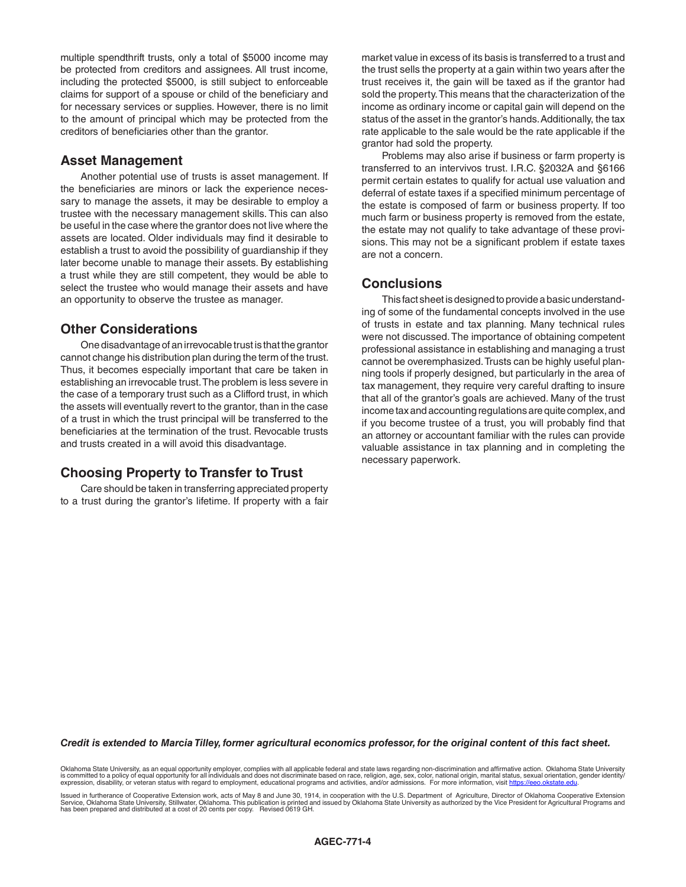multiple spendthrift trusts, only a total of $5000 income may be protected from creditors and assignees. All trust income, including the protected $5000, is still subject to enforceable claims for support of a spouse or child of the beneficiary and for necessary services or supplies. However, there is no limit to the amount of principal which may be protected from the creditors of beneficiaries other than the grantor.

## Asset Management

Another potential use of trusts is asset management. If the beneficiaries are minors or lack the experience necessary to manage the assets, it may be desirable to employ a trustee with the necessary management skills. This can also be useful in the case where the grantor does not live where the assets are located. Older individuals may find it desirable to establish a trust to avoid the possibility of guardianship if they later become unable to manage their assets. By establishing a trust while they are still competent, they would be able to select the trustee who would manage their assets and have an opportunity to observe the trustee as manager.

## Other Considerations

One disadvantage of an irrevocable trust is that the grantor cannot change his distribution plan during the term of the trust. Thus, it becomes especially important that care be taken in establishing an irrevocable trust. The problem is less severe in the case of a temporary trust such as a Clifford trust, in which the assets will eventually revert to the grantor, than in the case of a trust in which the trust principal will be transferred to the beneficiaries at the termination of the trust. Revocable trusts and trusts created in a will avoid this disadvantage.

## Choosing Property to Transfer to Trust

Care should be taken in transferring appreciated property to a trust during the grantor's lifetime. If property with a fair market value in excess of its basis is transferred to a trust and the trust sells the property at a gain within two years after the trust receives it, the gain will be taxed as if the grantor had sold the property. This means that the characterization of the income as ordinary income or capital gain will depend on the status of the asset in the grantor's hands. Additionally, the tax rate applicable to the sale would be the rate applicable if the grantor had sold the property.

Problems may also arise if business or farm property is transferred to an intervivos trust. I.R.C. §2032A and §6166 permit certain estates to qualify for actual use valuation and deferral of estate taxes if a specified minimum percentage of the estate is composed of farm or business property. If too much farm or business property is removed from the estate, the estate may not qualify to take advantage of these provisions. This may not be a significant problem if estate taxes are not a concern.

## Conclusions

This fact sheet is designed to provide a basic understanding of some of the fundamental concepts involved in the use of trusts in estate and tax planning. Many technical rules were not discussed. The importance of obtaining competent professional assistance in establishing and managing a trust cannot be overemphasized. Trusts can be highly useful planning tools if properly designed, but particularly in the area of tax management, they require very careful drafting to insure that all of the grantor's goals are achieved. Many of the trust income tax and accounting regulations are quite complex, and if you become trustee of a trust, you will probably find that an attorney or accountant familiar with the rules can provide valuable assistance in tax planning and in completing the necessary paperwork.

***Credit is extended to Marcia Tilley, former agricultural economics professor, for the original content of this fact sheet.***

Oklahoma State University, as an equal opportunity employer, complies with all applicable federal and state laws regarding non-discrimination and affirmative action. Oklahoma State University is committed to a policy of equal opportunity for all individuals and does not discriminate based on race, religion, age, sex, color, national origin, marital status, sexual orientation, gender identity/expression, disability, or veteran status with regard to employment, educational programs and activities, and/or admissions. For more information, visit https://eeo.okstate.edu.

Issued in furtherance of Cooperative Extension work, acts of May 8 and June 30, 1914, in cooperation with the U.S. Department of Agriculture, Director of Oklahoma Cooperative Extension Service, Oklahoma State University, Stillwater, Oklahoma. This publication is printed and issued by Oklahoma State University as authorized by the Vice President for Agricultural Programs and has been prepared and distributed at a cost of 20 cents per copy. Revised 0619 GH.